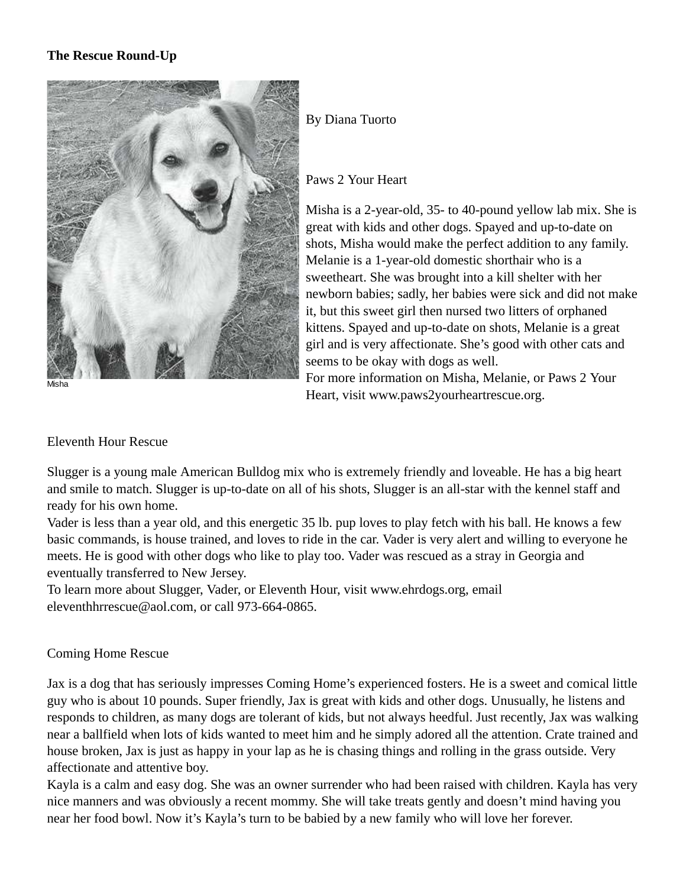**The Rescue Round-Up**

Misha

By Diana Tuorto

Paws 2 Your Heart

Misha is a 2-year-old, 35- to 40-pound yellow lab mix. She is great with kids and other dogs. Spayed and up-to-date on shots, Misha would make the perfect addition to any family.
Melanie is a 1-year-old domestic shorthair who is a sweetheart. She was brought into a kill shelter with her newborn babies; sadly, her babies were sick and did not make it, but this sweet girl then nursed two litters of orphaned kittens. Spayed and up-to-date on shots, Melanie is a great girl and is very affectionate. She's good with other cats and seems to be okay with dogs as well.
For more information on Misha, Melanie, or Paws 2 Your Heart, visit www.paws2yourheartrescue.org.

Eleventh Hour Rescue

Slugger is a young male American Bulldog mix who is extremely friendly and loveable. He has a big heart and smile to match. Slugger is up-to-date on all of his shots, Slugger is an all-star with the kennel staff and ready for his own home.
Vader is less than a year old, and this energetic 35 lb. pup loves to play fetch with his ball. He knows a few basic commands, is house trained, and loves to ride in the car. Vader is very alert and willing to everyone he meets. He is good with other dogs who like to play too. Vader was rescued as a stray in Georgia and eventually transferred to New Jersey.
To learn more about Slugger, Vader, or Eleventh Hour, visit www.ehrdogs.org, email eleventhhrrescue@aol.com, or call 973-664-0865.

Coming Home Rescue

Jax is a dog that has seriously impresses Coming Home's experienced fosters. He is a sweet and comical little guy who is about 10 pounds. Super friendly, Jax is great with kids and other dogs. Unusually, he listens and responds to children, as many dogs are tolerant of kids, but not always heedful. Just recently, Jax was walking near a ballfield when lots of kids wanted to meet him and he simply adored all the attention. Crate trained and house broken, Jax is just as happy in your lap as he is chasing things and rolling in the grass outside. Very affectionate and attentive boy.
Kayla is a calm and easy dog. She was an owner surrender who had been raised with children. Kayla has very nice manners and was obviously a recent mommy. She will take treats gently and doesn't mind having you near her food bowl. Now it's Kayla's turn to be babied by a new family who will love her forever.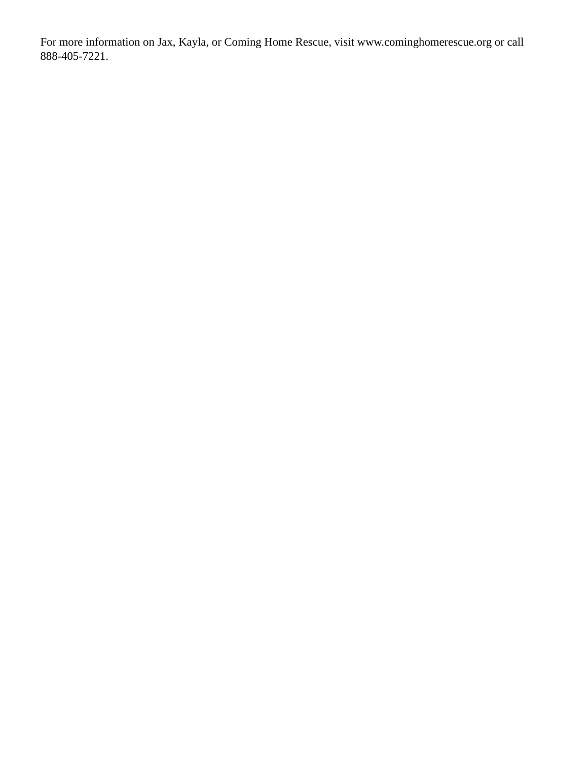For more information on Jax, Kayla, or Coming Home Rescue, visit www.cominghomerescue.org or call 888-405-7221.